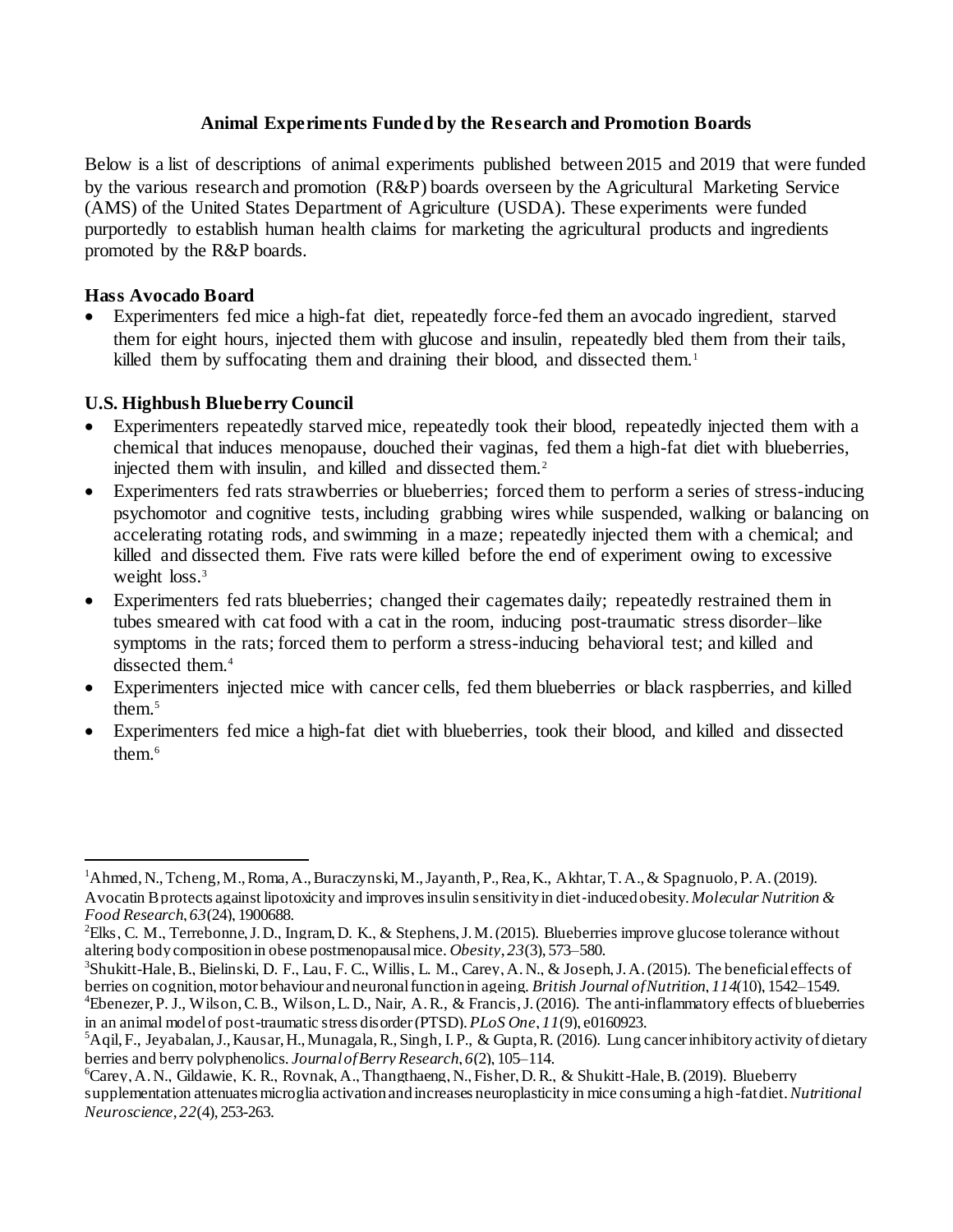## Animal Experiments Funded by the Research and Promotion Boards

Below is a list of descriptions of animal experiments published between 2015 and 2019 that were funded by the various research and promotion (R&P) boards overseen by the Agricultural Marketing Service (AMS) of the United States Department of Agriculture (USDA). These experiments were funded purportedly to establish human health claims for marketing the agricultural products and ingredients promoted by the R&P boards.

### Hass Avocado Board

- Experimenters fed mice a high-fat diet, repeatedly force-fed them an avocado ingredient, starved them for eight hours, injected them with glucose and insulin, repeatedly bled them from their tails, killed them by suffocating them and draining their blood, and dissected them.[1]

### U.S. Highbush Blueberry Council

- Experimenters repeatedly starved mice, repeatedly took their blood, repeatedly injected them with a chemical that induces menopause, douched their vaginas, fed them a high-fat diet with blueberries, injected them with insulin, and killed and dissected them.[2]
- Experimenters fed rats strawberries or blueberries; forced them to perform a series of stress-inducing psychomotor and cognitive tests, including grabbing wires while suspended, walking or balancing on accelerating rotating rods, and swimming in a maze; repeatedly injected them with a chemical; and killed and dissected them. Five rats were killed before the end of experiment owing to excessive weight loss.[3]
- Experimenters fed rats blueberries; changed their cagemates daily; repeatedly restrained them in tubes smeared with cat food with a cat in the room, inducing post-traumatic stress disorder–like symptoms in the rats; forced them to perform a stress-inducing behavioral test; and killed and dissected them.[4]
- Experimenters injected mice with cancer cells, fed them blueberries or black raspberries, and killed them.[5]
- Experimenters fed mice a high-fat diet with blueberries, took their blood, and killed and dissected them.[6]

---

[1] Ahmed, N., Tcheng, M., Roma, A., Buraczynski, M., Jayanth, P., Rea, K., Akhtar, T. A., & Spagnuolo, P. A. (2019). Avocatin B protects against lipotoxicity and improves insulin sensitivity in diet-induced obesity. *Molecular Nutrition & Food Research*, *63*(24), 1900688.

[2] Elks, C. M., Terrebonne, J. D., Ingram, D. K., & Stephens, J. M. (2015). Blueberries improve glucose tolerance without altering body composition in obese postmenopausal mice. *Obesity*, *23*(3), 573–580.

[3] Shukitt-Hale, B., Bielinski, D. F., Lau, F. C., Willis, L. M., Carey, A. N., & Joseph, J. A. (2015). The beneficial effects of berries on cognition, motor behaviour and neuronal function in ageing. *British Journal of Nutrition*, *114*(10), 1542–1549.

[4] Ebenezer, P. J., Wilson, C. B., Wilson, L. D., Nair, A. R., & Francis, J. (2016). The anti-inflammatory effects of blueberries in an animal model of post-traumatic stress disorder (PTSD). *PLoS One*, *11*(9), e0160923.

[5] Aqil, F., Jeyabalan, J., Kausar, H., Munagala, R., Singh, I. P., & Gupta, R. (2016). Lung cancer inhibitory activity of dietary berries and berry polyphenolics. *Journal of Berry Research*, *6*(2), 105–114.

[6] Carey, A. N., Gildawie, K. R., Rovnak, A., Thangthaeng, N., Fisher, D. R., & Shukitt-Hale, B. (2019). Blueberry supplementation attenuates microglia activation and increases neuroplasticity in mice consuming a high-fat diet. *Nutritional Neuroscience*, *22*(4), 253-263.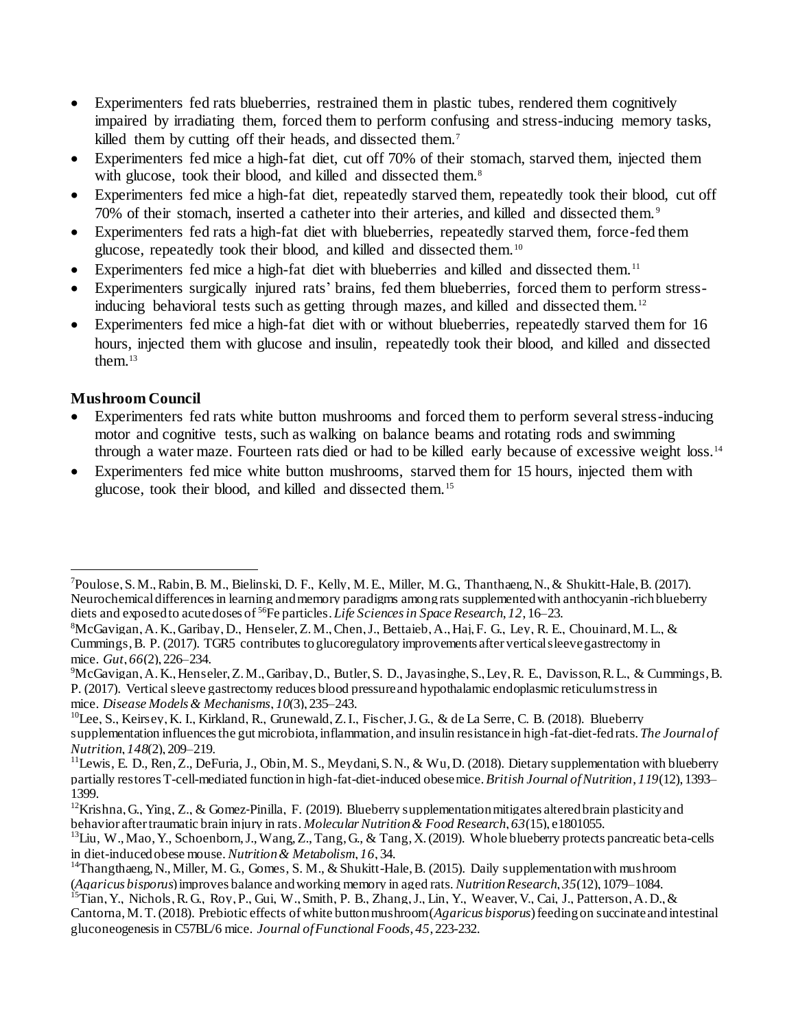- Experimenters fed rats blueberries, restrained them in plastic tubes, rendered them cognitively impaired by irradiating them, forced them to perform confusing and stress-inducing memory tasks, killed them by cutting off their heads, and dissected them.[7]
- Experimenters fed mice a high-fat diet, cut off 70% of their stomach, starved them, injected them with glucose, took their blood, and killed and dissected them.[8]
- Experimenters fed mice a high-fat diet, repeatedly starved them, repeatedly took their blood, cut off 70% of their stomach, inserted a catheter into their arteries, and killed and dissected them.[9]
- Experimenters fed rats a high-fat diet with blueberries, repeatedly starved them, force-fed them glucose, repeatedly took their blood, and killed and dissected them.[10]
- Experimenters fed mice a high-fat diet with blueberries and killed and dissected them.[11]
- Experimenters surgically injured rats' brains, fed them blueberries, forced them to perform stress-inducing behavioral tests such as getting through mazes, and killed and dissected them.[12]
- Experimenters fed mice a high-fat diet with or without blueberries, repeatedly starved them for 16 hours, injected them with glucose and insulin, repeatedly took their blood, and killed and dissected them.[13]

**Mushroom Council**

- Experimenters fed rats white button mushrooms and forced them to perform several stress-inducing motor and cognitive tests, such as walking on balance beams and rotating rods and swimming through a water maze. Fourteen rats died or had to be killed early because of excessive weight loss.[14]
- Experimenters fed mice white button mushrooms, starved them for 15 hours, injected them with glucose, took their blood, and killed and dissected them.[15]

---

[7] Poulose, S. M., Rabin, B. M., Bielinski, D. F., Kelly, M. E., Miller, M. G., Thanthaeng, N., & Shukitt-Hale, B. (2017). Neurochemical differences in learning and memory paradigms among rats supplemented with anthocyanin-rich blueberry diets and exposed to acute doses of $^{56}$Fe particles. *Life Sciences in Space Research*, *12*, 16–23.

[8] McGavigan, A. K., Garibay, D., Henseler, Z. M., Chen, J., Bettaieb, A., Haj, F. G., Ley, R. E., Chouinard, M. L., & Cummings, B. P. (2017). TGR5 contributes to glucoregulatory improvements after vertical sleeve gastrectomy in mice. *Gut*, *66*(2), 226–234.

[9] McGavigan, A. K., Henseler, Z. M., Garibay, D., Butler, S. D., Jayasinghe, S., Ley, R. E., Davisson, R. L., & Cummings, B. P. (2017). Vertical sleeve gastrectomy reduces blood pressure and hypothalamic endoplasmic reticulum stress in mice. *Disease Models & Mechanisms*, *10*(3), 235–243.

[10] Lee, S., Keirsey, K. I., Kirkland, R., Grunewald, Z. I., Fischer, J. G., & de La Serre, C. B. (2018). Blueberry supplementation influences the gut microbiota, inflammation, and insulin resistance in high-fat-diet-fed rats. *The Journal of Nutrition*, *148*(2), 209–219.

[11] Lewis, E. D., Ren, Z., DeFuria, J., Obin, M. S., Meydani, S. N., & Wu, D. (2018). Dietary supplementation with blueberry partially restores T-cell-mediated function in high-fat-diet-induced obese mice. *British Journal of Nutrition*, *119*(12), 1393–1399.

[12] Krishna, G., Ying, Z., & Gomez-Pinilla, F. (2019). Blueberry supplementation mitigates altered brain plasticity and behavior after traumatic brain injury in rats. *Molecular Nutrition & Food Research*, *63*(15), e1801055.

[13] Liu, W., Mao, Y., Schoenborn, J., Wang, Z., Tang, G., & Tang, X. (2019). Whole blueberry protects pancreatic beta-cells in diet-induced obese mouse. *Nutrition & Metabolism*, *16*, 34.

[14] Thangthaeng, N., Miller, M. G., Gomes, S. M., & Shukitt-Hale, B. (2015). Daily supplementation with mushroom (*Agaricus bisporus*) improves balance and working memory in aged rats. *Nutrition Research*, *35*(12), 1079–1084.

[15] Tian, Y., Nichols, R. G., Roy, P., Gui, W., Smith, P. B., Zhang, J., Lin, Y., Weaver, V., Cai, J., Patterson, A. D., & Cantorna, M. T. (2018). Prebiotic effects of white button mushroom (*Agaricus bisporus*) feeding on succinate and intestinal gluconeogenesis in C57BL/6 mice. *Journal of Functional Foods*, *45*, 223-232.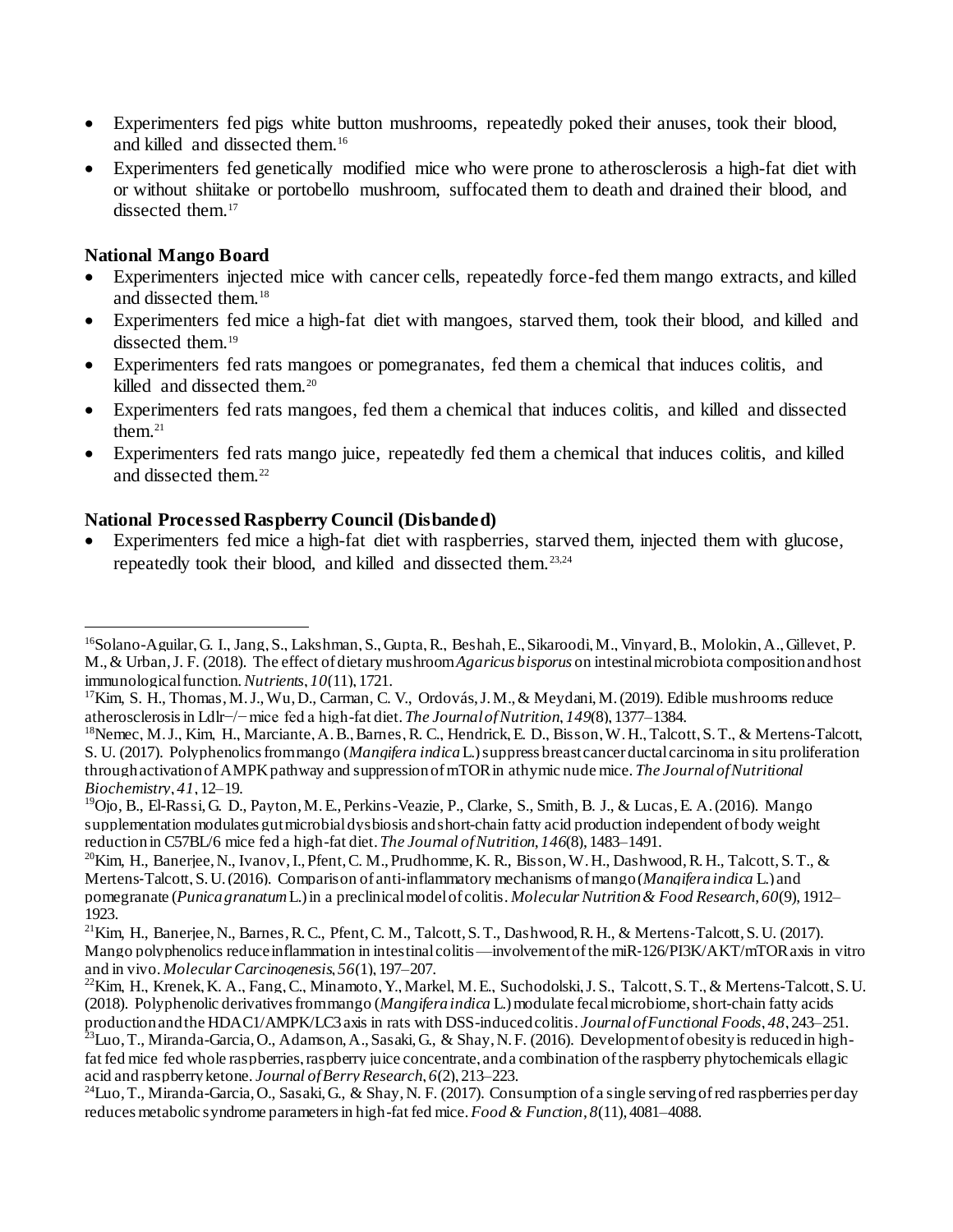- Experimenters fed pigs white button mushrooms, repeatedly poked their anuses, took their blood, and killed and dissected them.[16]
- Experimenters fed genetically modified mice who were prone to atherosclerosis a high-fat diet with or without shiitake or portobello mushroom, suffocated them to death and drained their blood, and dissected them.[17]

**National Mango Board**

- Experimenters injected mice with cancer cells, repeatedly force-fed them mango extracts, and killed and dissected them.[18]
- Experimenters fed mice a high-fat diet with mangoes, starved them, took their blood, and killed and dissected them.[19]
- Experimenters fed rats mangoes or pomegranates, fed them a chemical that induces colitis, and killed and dissected them.[20]
- Experimenters fed rats mangoes, fed them a chemical that induces colitis, and killed and dissected them.[21]
- Experimenters fed rats mango juice, repeatedly fed them a chemical that induces colitis, and killed and dissected them.[22]

**National Processed Raspberry Council (Disbanded)**

- Experimenters fed mice a high-fat diet with raspberries, starved them, injected them with glucose, repeatedly took their blood, and killed and dissected them.[23,24]

---

[16] Solano-Aguilar, G. I., Jang, S., Lakshman, S., Gupta, R., Beshah, E., Sikaroodi, M., Vinyard, B., Molokin, A., Gillevet, P. M., & Urban, J. F. (2018). The effect of dietary mushroom *Agaricus bisporus* on intestinal microbiota composition and host immunological function. *Nutrients*, *10*(11), 1721.

[17] Kim, S. H., Thomas, M. J., Wu, D., Carman, C. V., Ordovás, J. M., & Meydani, M. (2019). Edible mushrooms reduce atherosclerosis in Ldlr−/− mice fed a high-fat diet. *The Journal of Nutrition*, *149*(8), 1377–1384.

[18] Nemec, M. J., Kim, H., Marciante, A. B., Barnes, R. C., Hendrick, E. D., Bisson, W. H., Talcott, S. T., & Mertens-Talcott, S. U. (2017). Polyphenolics from mango (*Mangifera indica* L.) suppress breast cancer ductal carcinoma in situ proliferation through activation of AMPK pathway and suppression of mTOR in athymic nude mice. *The Journal of Nutritional Biochemistry*, *41*, 12–19.

[19] Ojo, B., El-Rassi, G. D., Payton, M. E., Perkins-Veazie, P., Clarke, S., Smith, B. J., & Lucas, E. A. (2016). Mango supplementation modulates gut microbial dysbiosis and short-chain fatty acid production independent of body weight reduction in C57BL/6 mice fed a high-fat diet. *The Journal of Nutrition*, *146*(8), 1483–1491.

[20] Kim, H., Banerjee, N., Ivanov, I., Pfent, C. M., Prudhomme, K. R., Bisson, W. H., Dashwood, R. H., Talcott, S. T., & Mertens-Talcott, S. U. (2016). Comparison of anti-inflammatory mechanisms of mango (*Mangifera indica* L.) and pomegranate (*Punica granatum* L.) in a preclinical model of colitis. *Molecular Nutrition & Food Research*, *60*(9), 1912–1923.

[21] Kim, H., Banerjee, N., Barnes, R. C., Pfent, C. M., Talcott, S. T., Dashwood, R. H., & Mertens-Talcott, S. U. (2017). Mango polyphenolics reduce inflammation in intestinal colitis—involvement of the miR-126/PI3K/AKT/mTOR axis in vitro and in vivo. *Molecular Carcinogenesis*, *56*(1), 197–207.

[22] Kim, H., Krenek, K. A., Fang, C., Minamoto, Y., Markel, M. E., Suchodolski, J. S., Talcott, S. T., & Mertens-Talcott, S. U. (2018). Polyphenolic derivatives from mango (*Mangifera indica* L.) modulate fecal microbiome, short-chain fatty acids production and the HDAC1/AMPK/LC3 axis in rats with DSS-induced colitis. *Journal of Functional Foods*, *48*, 243–251.

[23] Luo, T., Miranda-Garcia, O., Adamson, A., Sasaki, G., & Shay, N. F. (2016). Development of obesity is reduced in high-fat fed mice fed whole raspberries, raspberry juice concentrate, and a combination of the raspberry phytochemicals ellagic acid and raspberry ketone. *Journal of Berry Research*, *6*(2), 213–223.

[24] Luo, T., Miranda-Garcia, O., Sasaki, G., & Shay, N. F. (2017). Consumption of a single serving of red raspberries per day reduces metabolic syndrome parameters in high-fat fed mice. *Food & Function*, *8*(11), 4081–4088.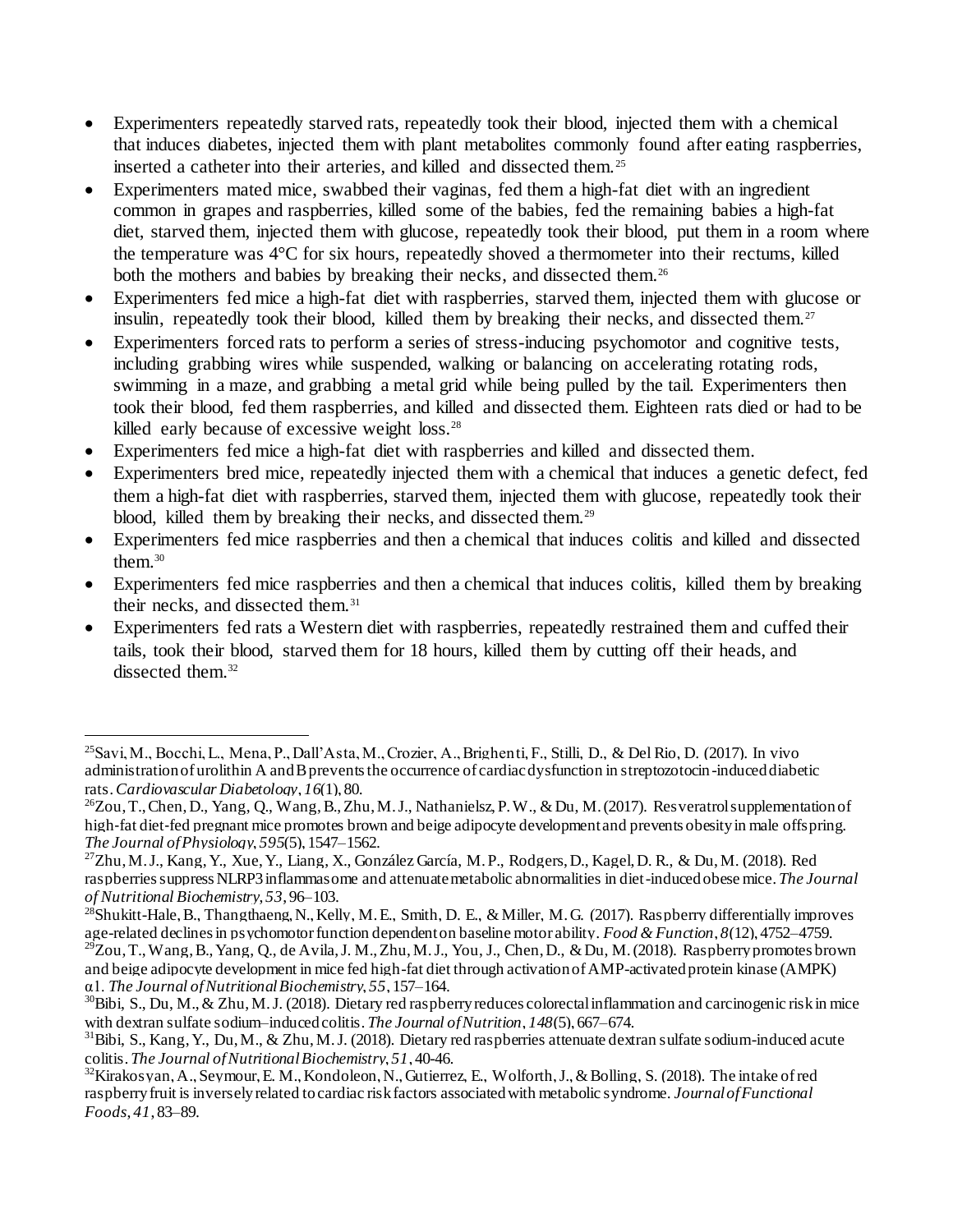- Experimenters repeatedly starved rats, repeatedly took their blood, injected them with a chemical that induces diabetes, injected them with plant metabolites commonly found after eating raspberries, inserted a catheter into their arteries, and killed and dissected them.[25]
- Experimenters mated mice, swabbed their vaginas, fed them a high-fat diet with an ingredient common in grapes and raspberries, killed some of the babies, fed the remaining babies a high-fat diet, starved them, injected them with glucose, repeatedly took their blood, put them in a room where the temperature was 4°C for six hours, repeatedly shoved a thermometer into their rectums, killed both the mothers and babies by breaking their necks, and dissected them.[26]
- Experimenters fed mice a high-fat diet with raspberries, starved them, injected them with glucose or insulin, repeatedly took their blood, killed them by breaking their necks, and dissected them.[27]
- Experimenters forced rats to perform a series of stress-inducing psychomotor and cognitive tests, including grabbing wires while suspended, walking or balancing on accelerating rotating rods, swimming in a maze, and grabbing a metal grid while being pulled by the tail. Experimenters then took their blood, fed them raspberries, and killed and dissected them. Eighteen rats died or had to be killed early because of excessive weight loss.[28]
- Experimenters fed mice a high-fat diet with raspberries and killed and dissected them.
- Experimenters bred mice, repeatedly injected them with a chemical that induces a genetic defect, fed them a high-fat diet with raspberries, starved them, injected them with glucose, repeatedly took their blood, killed them by breaking their necks, and dissected them.[29]
- Experimenters fed mice raspberries and then a chemical that induces colitis and killed and dissected them.[30]
- Experimenters fed mice raspberries and then a chemical that induces colitis, killed them by breaking their necks, and dissected them.[31]
- Experimenters fed rats a Western diet with raspberries, repeatedly restrained them and cuffed their tails, took their blood, starved them for 18 hours, killed them by cutting off their heads, and dissected them.[32]

---

[25] Savi, M., Bocchi, L., Mena, P., Dall'Asta, M., Crozier, A., Brighenti, F., Stilli, D., & Del Rio, D. (2017). In vivo administration of urolithin A and B prevents the occurrence of cardiac dysfunction in streptozotocin-induced diabetic rats. *Cardiovascular Diabetology*, *16*(1), 80.

[26] Zou, T., Chen, D., Yang, Q., Wang, B., Zhu, M. J., Nathanielsz, P. W., & Du, M. (2017). Resveratrol supplementation of high-fat diet-fed pregnant mice promotes brown and beige adipocyte development and prevents obesity in male offspring. *The Journal of Physiology*, *595*(5), 1547–1562.

[27] Zhu, M. J., Kang, Y., Xue, Y., Liang, X., González García, M. P., Rodgers, D., Kagel, D. R., & Du, M. (2018). Red raspberries suppress NLRP3 inflammasome and attenuate metabolic abnormalities in diet-induced obese mice. *The Journal of Nutritional Biochemistry*, *53*, 96–103.

[28] Shukitt-Hale, B., Thangthaeng, N., Kelly, M. E., Smith, D. E., & Miller, M. G. (2017). Raspberry differentially improves age-related declines in psychomotor function dependent on baseline motor ability. *Food & Function*, *8*(12), 4752–4759.

[29] Zou, T., Wang, B., Yang, Q., de Avila, J. M., Zhu, M. J., You, J., Chen, D., & Du, M. (2018). Raspberry promotes brown and beige adipocyte development in mice fed high-fat diet through activation of AMP-activated protein kinase (AMPK) α1. *The Journal of Nutritional Biochemistry*, *55*, 157–164.

[30] Bibi, S., Du, M., & Zhu, M. J. (2018). Dietary red raspberry reduces colorectal inflammation and carcinogenic risk in mice with dextran sulfate sodium–induced colitis. *The Journal of Nutrition*, *148*(5), 667–674.

[31] Bibi, S., Kang, Y., Du, M., & Zhu, M. J. (2018). Dietary red raspberries attenuate dextran sulfate sodium-induced acute colitis. *The Journal of Nutritional Biochemistry*, *51*, 40-46.

[32] Kirakosyan, A., Seymour, E. M., Kondoleon, N., Gutierrez, E., Wolforth, J., & Bolling, S. (2018). The intake of red raspberry fruit is inversely related to cardiac risk factors associated with metabolic syndrome. *Journal of Functional Foods*, *41*, 83–89.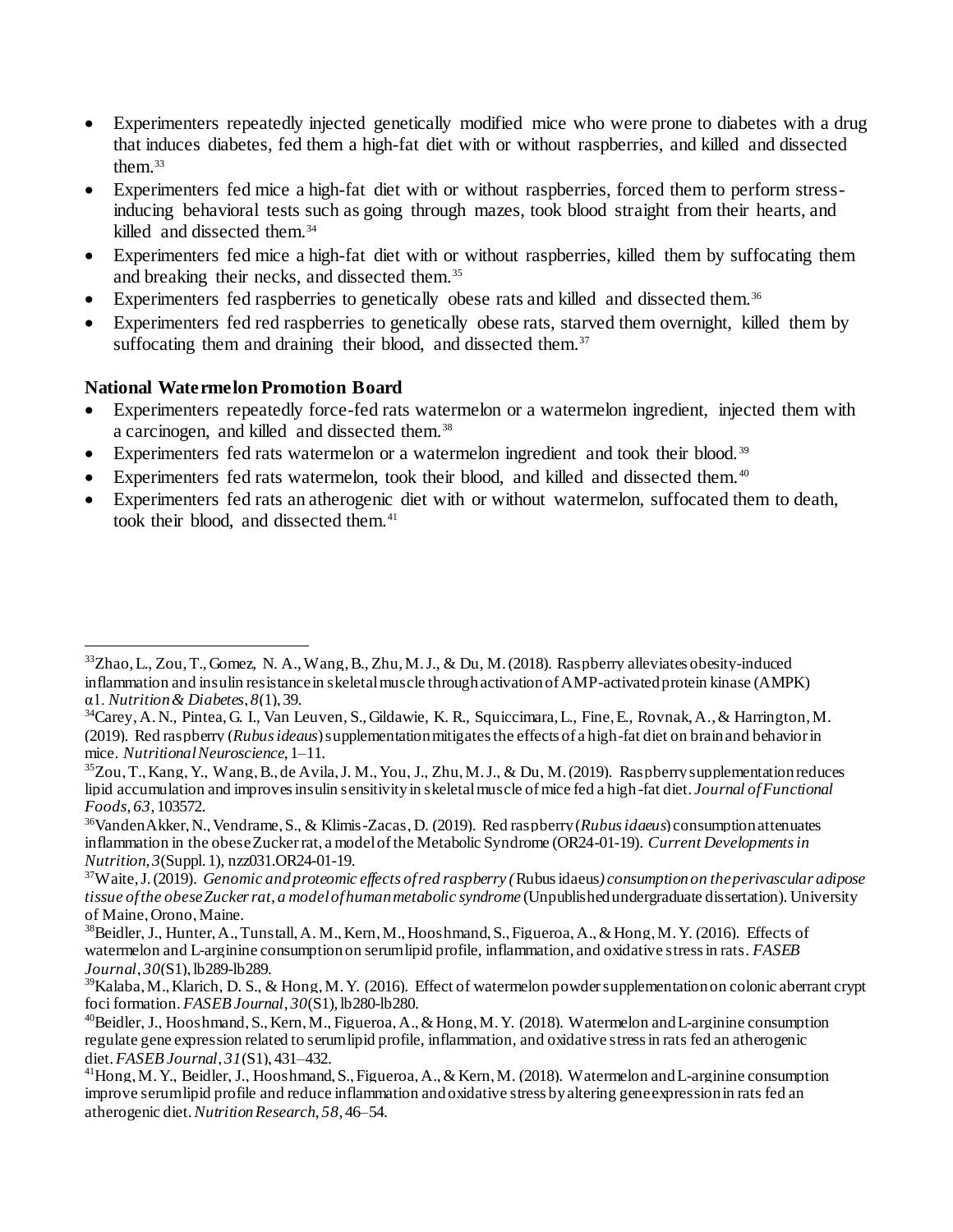- Experimenters repeatedly injected genetically modified mice who were prone to diabetes with a drug that induces diabetes, fed them a high-fat diet with or without raspberries, and killed and dissected them.[33]
- Experimenters fed mice a high-fat diet with or without raspberries, forced them to perform stress-inducing behavioral tests such as going through mazes, took blood straight from their hearts, and killed and dissected them.[34]
- Experimenters fed mice a high-fat diet with or without raspberries, killed them by suffocating them and breaking their necks, and dissected them.[35]
- Experimenters fed raspberries to genetically obese rats and killed and dissected them.[36]
- Experimenters fed red raspberries to genetically obese rats, starved them overnight, killed them by suffocating them and draining their blood, and dissected them.[37]

**National Watermelon Promotion Board**

- Experimenters repeatedly force-fed rats watermelon or a watermelon ingredient, injected them with a carcinogen, and killed and dissected them.[38]
- Experimenters fed rats watermelon or a watermelon ingredient and took their blood.[39]
- Experimenters fed rats watermelon, took their blood, and killed and dissected them.[40]
- Experimenters fed rats an atherogenic diet with or without watermelon, suffocated them to death, took their blood, and dissected them.[41]

---

[33] Zhao, L., Zou, T., Gomez, N. A., Wang, B., Zhu, M. J., & Du, M. (2018). Raspberry alleviates obesity-induced inflammation and insulin resistance in skeletal muscle through activation of AMP-activated protein kinase (AMPK) α1. *Nutrition & Diabetes*, *8*(1), 39.

[34] Carey, A. N., Pintea, G. I., Van Leuven, S., Gildawie, K. R., Squiccimara, L., Fine, E., Rovnak, A., & Harrington, M. (2019). Red raspberry (*Rubus ideaus*) supplementation mitigates the effects of a high-fat diet on brain and behavior in mice. *Nutritional Neuroscience*, 1–11.

[35] Zou, T., Kang, Y., Wang, B., de Avila, J. M., You, J., Zhu, M. J., & Du, M. (2019). Raspberry supplementation reduces lipid accumulation and improves insulin sensitivity in skeletal muscle of mice fed a high-fat diet. *Journal of Functional Foods*, *63*, 103572.

[36] VandenAkker, N., Vendrame, S., & Klimis-Zacas, D. (2019). Red raspberry (*Rubus idaeus*) consumption attenuates inflammation in the obese Zucker rat, a model of the Metabolic Syndrome (OR24-01-19). *Current Developments in Nutrition*, *3*(Suppl. 1), nzz031.OR24-01-19.

[37] Waite, J. (2019). *Genomic and proteomic effects of red raspberry (*Rubus idaeus*) consumption on the perivascular adipose tissue of the obese Zucker rat, a model of human metabolic syndrome* (Unpublished undergraduate dissertation). University of Maine, Orono, Maine.

[38] Beidler, J., Hunter, A., Tunstall, A. M., Kern, M., Hooshmand, S., Figueroa, A., & Hong, M. Y. (2016). Effects of watermelon and L-arginine consumption on serum lipid profile, inflammation, and oxidative stress in rats. *FASEB Journal*, *30*(S1), lb289-lb289.

[39] Kalaba, M., Klarich, D. S., & Hong, M. Y. (2016). Effect of watermelon powder supplementation on colonic aberrant crypt foci formation. *FASEB Journal*, *30*(S1), lb280-lb280.

[40] Beidler, J., Hooshmand, S., Kern, M., Figueroa, A., & Hong, M. Y. (2018). Watermelon and L-arginine consumption regulate gene expression related to serum lipid profile, inflammation, and oxidative stress in rats fed an atherogenic diet. *FASEB Journal*, *31*(S1), 431–432.

[41] Hong, M. Y., Beidler, J., Hooshmand, S., Figueroa, A., & Kern, M. (2018). Watermelon and L-arginine consumption improve serum lipid profile and reduce inflammation and oxidative stress by altering gene expression in rats fed an atherogenic diet. *Nutrition Research*, *58*, 46–54.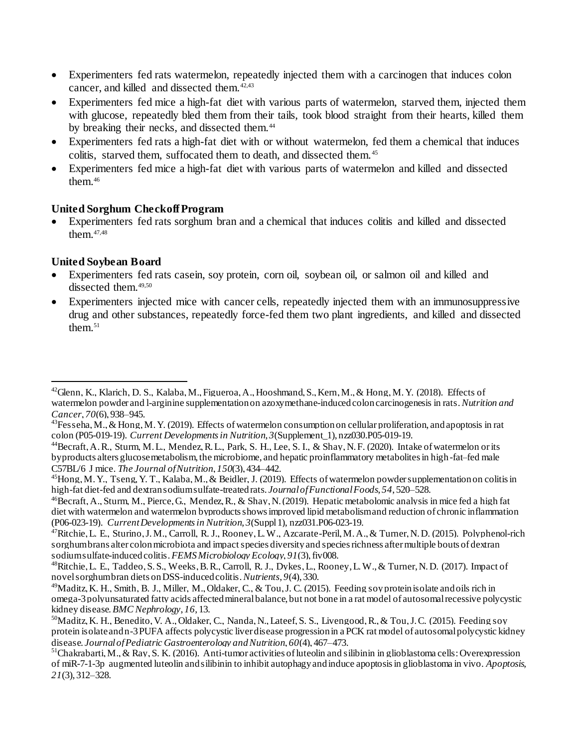- Experimenters fed rats watermelon, repeatedly injected them with a carcinogen that induces colon cancer, and killed and dissected them.[42,43]
- Experimenters fed mice a high-fat diet with various parts of watermelon, starved them, injected them with glucose, repeatedly bled them from their tails, took blood straight from their hearts, killed them by breaking their necks, and dissected them.[44]
- Experimenters fed rats a high-fat diet with or without watermelon, fed them a chemical that induces colitis, starved them, suffocated them to death, and dissected them.[45]
- Experimenters fed mice a high-fat diet with various parts of watermelon and killed and dissected them.[46]

**United Sorghum Checkoff Program**

- Experimenters fed rats sorghum bran and a chemical that induces colitis and killed and dissected them.[47,48]

**United Soybean Board**

- Experimenters fed rats casein, soy protein, corn oil, soybean oil, or salmon oil and killed and dissected them.[49,50]
- Experimenters injected mice with cancer cells, repeatedly injected them with an immunosuppressive drug and other substances, repeatedly force-fed them two plant ingredients, and killed and dissected them.[51]

---

[42] Glenn, K., Klarich, D. S., Kalaba, M., Figueroa, A., Hooshmand, S., Kern, M., & Hong, M. Y. (2018). Effects of watermelon powder and l-arginine supplementation on azoxymethane-induced colon carcinogenesis in rats. *Nutrition and Cancer*, *70*(6), 938–945.

[43] Fesseha, M., & Hong, M. Y. (2019). Effects of watermelon consumption on cellular proliferation, and apoptosis in rat colon (P05-019-19). *Current Developments in Nutrition*, *3*(Supplement_1), nzz030.P05-019-19.

[44] Becraft, A. R., Sturm, M. L., Mendez, R. L., Park, S. H., Lee, S. I., & Shay, N. F. (2020). Intake of watermelon or its byproducts alters glucose metabolism, the microbiome, and hepatic proinflammatory metabolites in high-fat–fed male C57BL/6 J mice. *The Journal of Nutrition*, *150*(3), 434–442.

[45] Hong, M. Y., Tseng, Y. T., Kalaba, M., & Beidler, J. (2019). Effects of watermelon powder supplementation on colitis in high-fat diet-fed and dextran sodium sulfate-treated rats. *Journal of Functional Foods*, *54*, 520–528.

[46] Becraft, A., Sturm, M., Pierce, G., Mendez, R., & Shay, N. (2019). Hepatic metabolomic analysis in mice fed a high fat diet with watermelon and watermelon byproducts shows improved lipid metabolism and reduction of chronic inflammation (P06-023-19). *Current Developments in Nutrition*, *3*(Suppl 1), nzz031.P06-023-19.

[47] Ritchie, L. E., Sturino, J. M., Carroll, R. J., Rooney, L. W., Azcarate-Peril, M. A., & Turner, N. D. (2015). Polyphenol-rich sorghum brans alter colon microbiota and impact species diversity and species richness after multiple bouts of dextran sodium sulfate-induced colitis. *FEMS Microbiology Ecology*, *91*(3), fiv008.

[48] Ritchie, L. E., Taddeo, S. S., Weeks, B. R., Carroll, R. J., Dykes, L., Rooney, L. W., & Turner, N. D. (2017). Impact of novel sorghum bran diets on DSS-induced colitis. *Nutrients*, *9*(4), 330.

[49] Maditz, K. H., Smith, B. J., Miller, M., Oldaker, C., & Tou, J. C. (2015). Feeding soy protein isolate and oils rich in omega-3 polyunsaturated fatty acids affected mineral balance, but not bone in a rat model of autosomal recessive polycystic kidney disease. *BMC Nephrology*, *16*, 13.

[50] Maditz, K. H., Benedito, V. A., Oldaker, C., Nanda, N., Lateef, S. S., Livengood, R., & Tou, J. C. (2015). Feeding soy protein isolate and n-3 PUFA affects polycystic liver disease progression in a PCK rat model of autosomal polycystic kidney disease. *Journal of Pediatric Gastroenterology and Nutrition*, *60*(4), 467–473.

[51] Chakrabarti, M., & Ray, S. K. (2016). Anti-tumor activities of luteolin and silibinin in glioblastoma cells: Overexpression of miR-7-1-3p augmented luteolin and silibinin to inhibit autophagy and induce apoptosis in glioblastoma in vivo. *Apoptosis*, *21*(3), 312–328.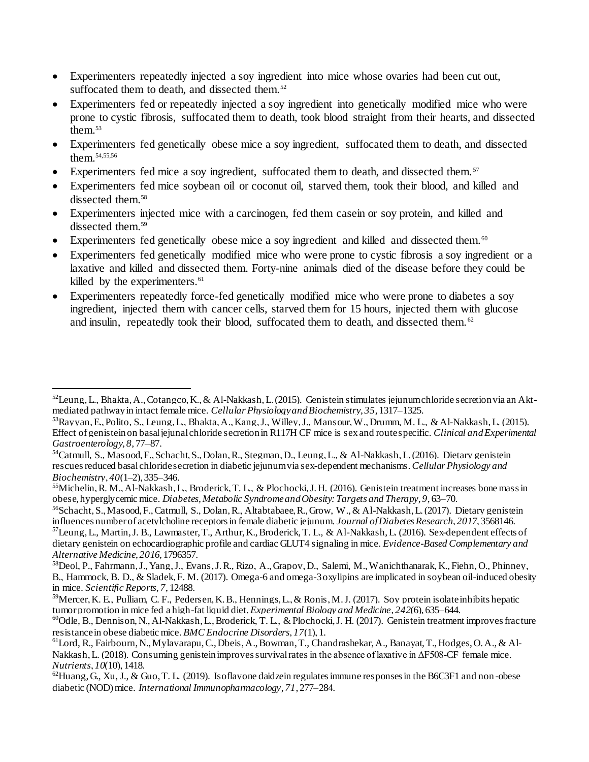- Experimenters repeatedly injected a soy ingredient into mice whose ovaries had been cut out, suffocated them to death, and dissected them.[52]
- Experimenters fed or repeatedly injected a soy ingredient into genetically modified mice who were prone to cystic fibrosis, suffocated them to death, took blood straight from their hearts, and dissected them.[53]
- Experimenters fed genetically obese mice a soy ingredient, suffocated them to death, and dissected them.[54,55,56]
- Experimenters fed mice a soy ingredient, suffocated them to death, and dissected them.[57]
- Experimenters fed mice soybean oil or coconut oil, starved them, took their blood, and killed and dissected them.[58]
- Experimenters injected mice with a carcinogen, fed them casein or soy protein, and killed and dissected them.[59]
- Experimenters fed genetically obese mice a soy ingredient and killed and dissected them.[60]
- Experimenters fed genetically modified mice who were prone to cystic fibrosis a soy ingredient or a laxative and killed and dissected them. Forty-nine animals died of the disease before they could be killed by the experimenters.[61]
- Experimenters repeatedly force-fed genetically modified mice who were prone to diabetes a soy ingredient, injected them with cancer cells, starved them for 15 hours, injected them with glucose and insulin, repeatedly took their blood, suffocated them to death, and dissected them.[62]

---

[52] Leung, L., Bhakta, A., Cotangco, K., & Al-Nakkash, L. (2015). Genistein stimulates jejunum chloride secretion via an Akt-mediated pathway in intact female mice. *Cellular Physiology and Biochemistry*, *35*, 1317–1325.

[53] Rayyan, E., Polito, S., Leung, L., Bhakta, A., Kang, J., Willey, J., Mansour, W., Drumm, M. L., & Al-Nakkash, L. (2015). Effect of genistein on basal jejunal chloride secretion in R117H CF mice is sex and route specific. *Clinical and Experimental Gastroenterology*, *8*, 77–87.

[54] Catmull, S., Masood, F., Schacht, S., Dolan, R., Stegman, D., Leung, L., & Al-Nakkash, L. (2016). Dietary genistein rescues reduced basal chloride secretion in diabetic jejunum via sex-dependent mechanisms. *Cellular Physiology and Biochemistry*, *40*(1–2), 335–346.

[55] Michelin, R. M., Al-Nakkash, L., Broderick, T. L., & Plochocki, J. H. (2016). Genistein treatment increases bone mass in obese, hyperglycemic mice. *Diabetes, Metabolic Syndrome and Obesity: Targets and Therapy*, *9*, 63–70.

[56] Schacht, S., Masood, F., Catmull, S., Dolan, R., Altabtabaee, R., Grow, W., & Al-Nakkash, L. (2017). Dietary genistein influences number of acetylcholine receptors in female diabetic jejunum. *Journal of Diabetes Research*, *2017*, 3568146.

[57] Leung, L., Martin, J. B., Lawmaster, T., Arthur, K., Broderick, T. L., & Al-Nakkash, L. (2016). Sex-dependent effects of dietary genistein on echocardiographic profile and cardiac GLUT4 signaling in mice. *Evidence-Based Complementary and Alternative Medicine*, *2016*, 1796357.

[58] Deol, P., Fahrmann, J., Yang, J., Evans, J. R., Rizo, A., Grapov, D., Salemi, M., Wanichthanarak, K., Fiehn, O., Phinney, B., Hammock, B. D., & Sladek, F. M. (2017). Omega-6 and omega-3 oxylipins are implicated in soybean oil-induced obesity in mice. *Scientific Reports*, *7*, 12488.

[59] Mercer, K. E., Pulliam, C. F., Pedersen, K. B., Hennings, L., & Ronis, M. J. (2017). Soy protein isolate inhibits hepatic tumor promotion in mice fed a high-fat liquid diet. *Experimental Biology and Medicine*, *242*(6), 635–644.

[60] Odle, B., Dennison, N., Al-Nakkash, L., Broderick, T. L., & Plochocki, J. H. (2017). Genistein treatment improves fracture resistance in obese diabetic mice. *BMC Endocrine Disorders*, *17*(1), 1.

[61] Lord, R., Fairbourn, N., Mylavarapu, C., Dbeis, A., Bowman, T., Chandrashekar, A., Banayat, T., Hodges, O. A., & Al-Nakkash, L. (2018). Consuming genistein improves survival rates in the absence of laxative in ΔF508-CF female mice. *Nutrients*, *10*(10), 1418.

[62] Huang, G., Xu, J., & Guo, T. L. (2019). Isoflavone daidzein regulates immune responses in the B6C3F1 and non-obese diabetic (NOD) mice. *International Immunopharmacology*, *71*, 277–284.